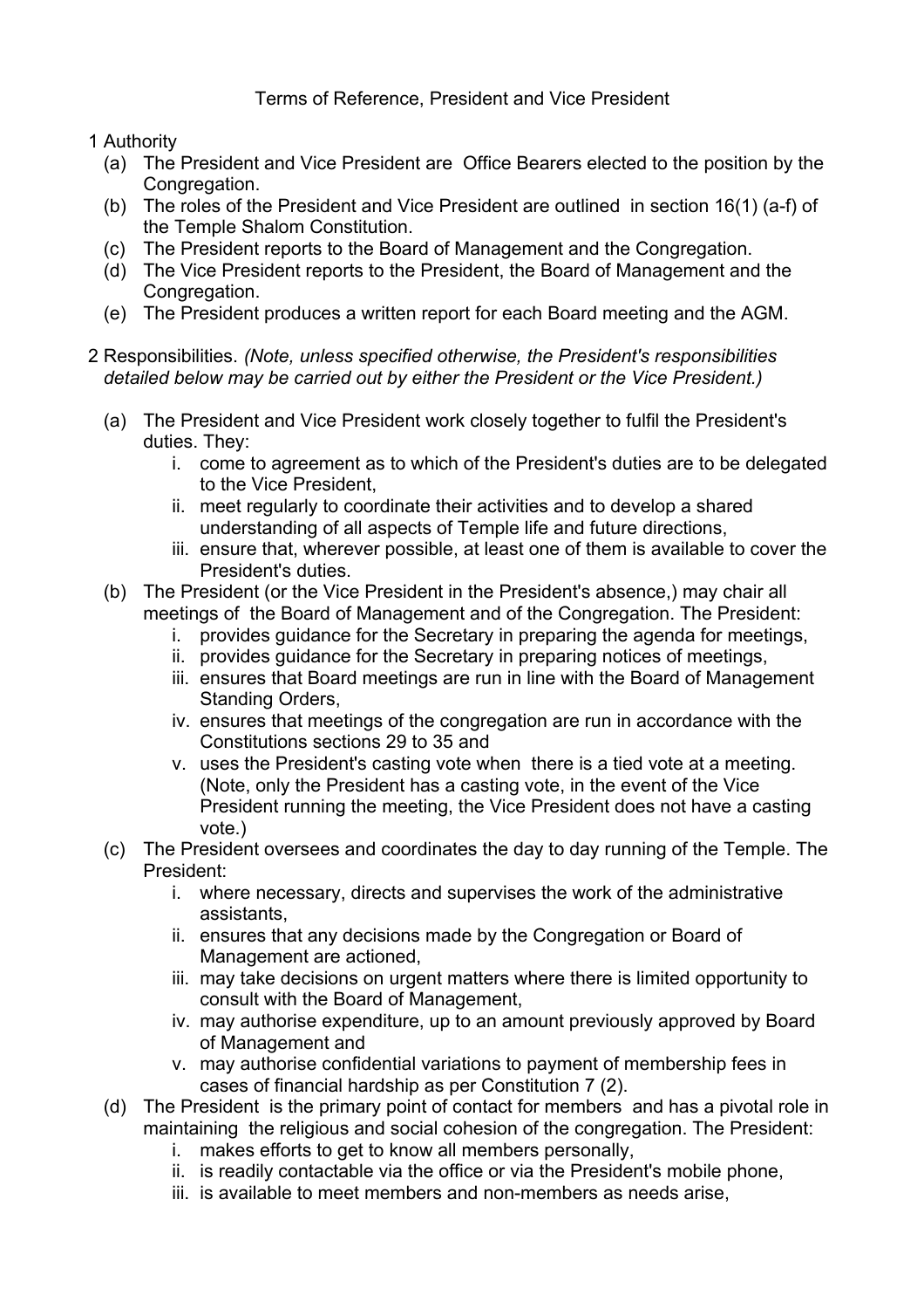# Terms of Reference, President and Vice President

1 Authority

- (a) The President and Vice President are Office Bearers elected to the position by the Congregation.
- (b) The roles of the President and Vice President are outlined in section 16(1) (a-f) of the Temple Shalom Constitution.
- (c) The President reports to the Board of Management and the Congregation.
- (d) The Vice President reports to the President, the Board of Management and the Congregation.
- (e) The President produces a written report for each Board meeting and the AGM.

2 Responsibilities. *(Note, unless specified otherwise, the President's responsibilities detailed below may be carried out by either the President or the Vice President.)*

- (a) The President and Vice President work closely together to fulfil the President's duties. They:
  - i. come to agreement as to which of the President's duties are to be delegated to the Vice President,
  - ii. meet regularly to coordinate their activities and to develop a shared understanding of all aspects of Temple life and future directions,
  - iii. ensure that, wherever possible, at least one of them is available to cover the President's duties.
- (b) The President (or the Vice President in the President's absence,) may chair all meetings of the Board of Management and of the Congregation. The President:
  - i. provides guidance for the Secretary in preparing the agenda for meetings,
  - ii. provides guidance for the Secretary in preparing notices of meetings,
  - iii. ensures that Board meetings are run in line with the Board of Management Standing Orders,
  - iv. ensures that meetings of the congregation are run in accordance with the Constitutions sections 29 to 35 and
  - v. uses the President's casting vote when there is a tied vote at a meeting. (Note, only the President has a casting vote, in the event of the Vice President running the meeting, the Vice President does not have a casting vote.)
- (c) The President oversees and coordinates the day to day running of the Temple. The President:
  - i. where necessary, directs and supervises the work of the administrative assistants,
  - ii. ensures that any decisions made by the Congregation or Board of Management are actioned,
  - iii. may take decisions on urgent matters where there is limited opportunity to consult with the Board of Management,
  - iv. may authorise expenditure, up to an amount previously approved by Board of Management and
  - v. may authorise confidential variations to payment of membership fees in cases of financial hardship as per Constitution 7 (2).
- (d) The President is the primary point of contact for members and has a pivotal role in maintaining the religious and social cohesion of the congregation. The President:
  - i. makes efforts to get to know all members personally,
  - ii. is readily contactable via the office or via the President's mobile phone,
  - iii. is available to meet members and non-members as needs arise,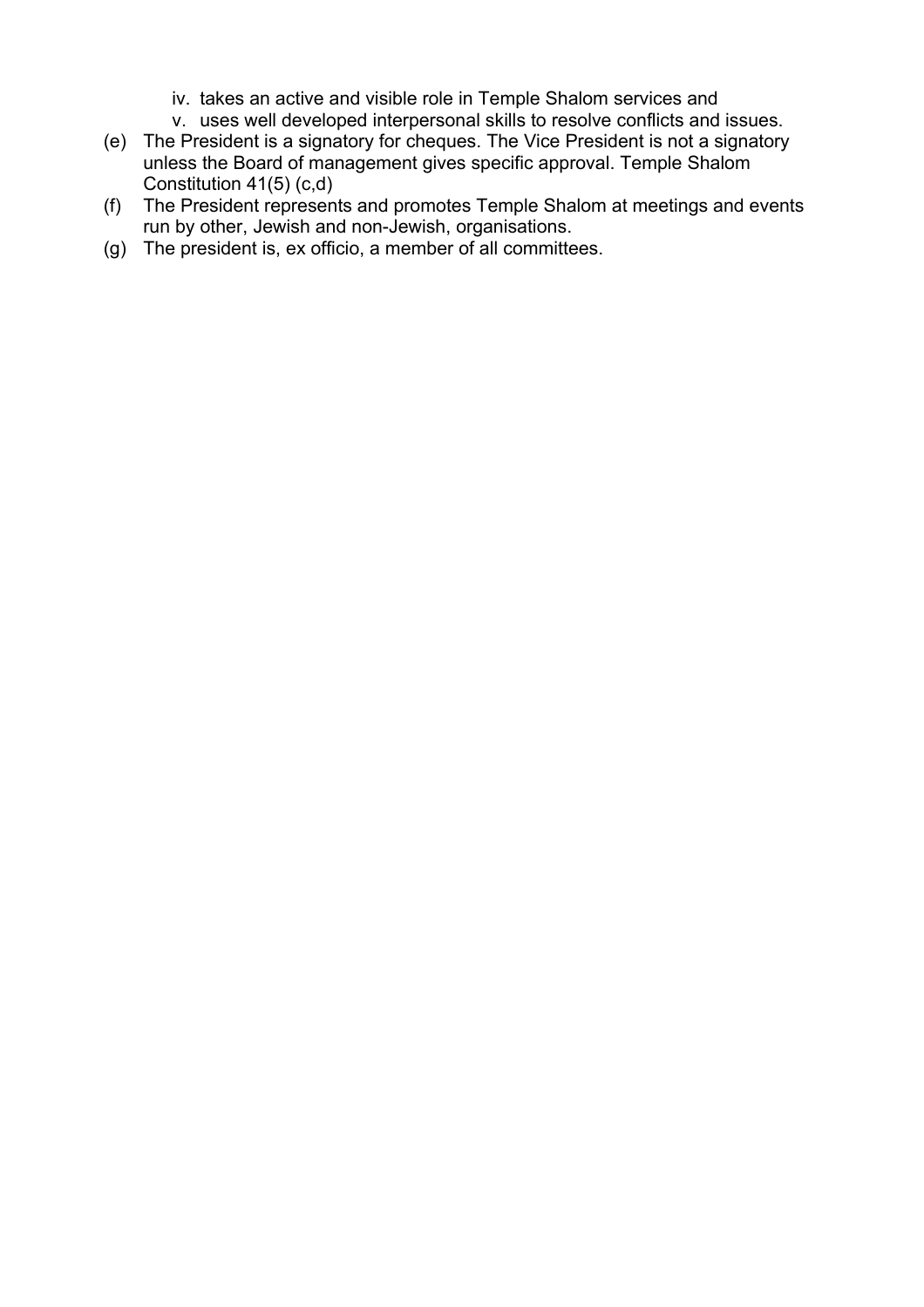iv. takes an active and visible role in Temple Shalom services and
    v. uses well developed interpersonal skills to resolve conflicts and issues.

(e) The President is a signatory for cheques. The Vice President is not a signatory unless the Board of management gives specific approval. Temple Shalom Constitution 41(5) (c,d)

(f) The President represents and promotes Temple Shalom at meetings and events run by other, Jewish and non-Jewish, organisations.

(g) The president is, ex officio, a member of all committees.